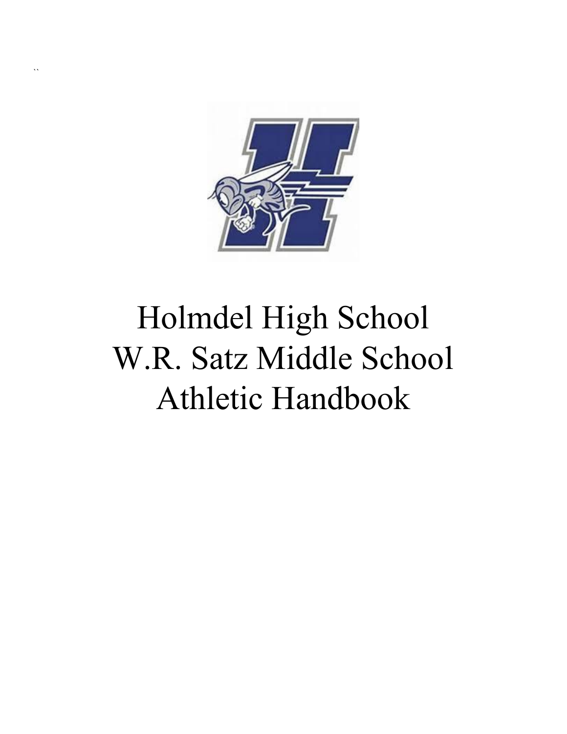# Holmdel High School
# W.R. Satz Middle School
# Athletic Handbook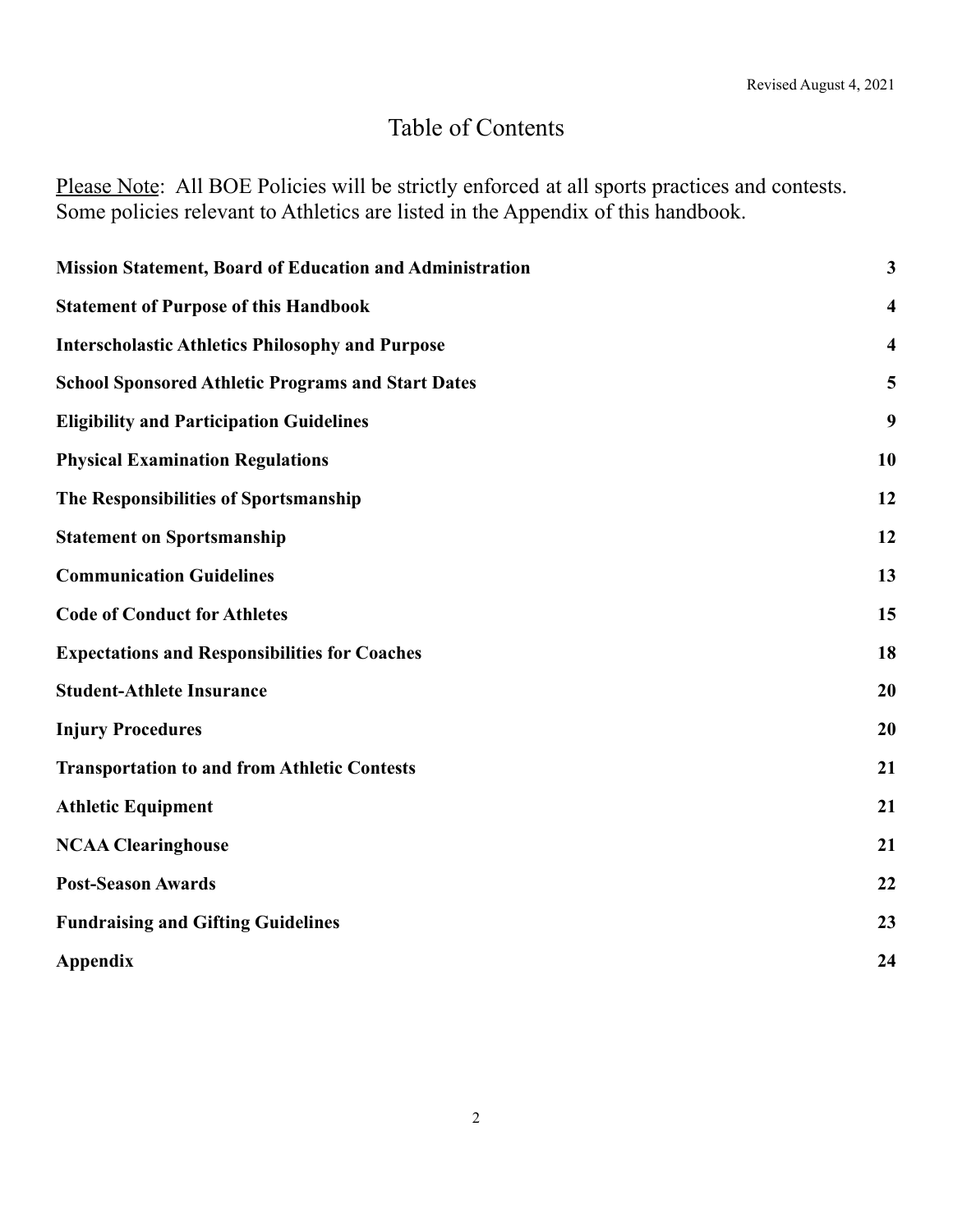Revised August 4, 2021

# Table of Contents

<u>Please Note</u>: All BOE Policies will be strictly enforced at all sports practices and contests. Some policies relevant to Athletics are listed in the Appendix of this handbook.

| | |
|---|---|
| **Mission Statement, Board of Education and Administration** | **3** |
| **Statement of Purpose of this Handbook** | **4** |
| **Interscholastic Athletics Philosophy and Purpose** | **4** |
| **School Sponsored Athletic Programs and Start Dates** | **5** |
| **Eligibility and Participation Guidelines** | **9** |
| **Physical Examination Regulations** | **10** |
| **The Responsibilities of Sportsmanship** | **12** |
| **Statement on Sportsmanship** | **12** |
| **Communication Guidelines** | **13** |
| **Code of Conduct for Athletes** | **15** |
| **Expectations and Responsibilities for Coaches** | **18** |
| **Student-Athlete Insurance** | **20** |
| **Injury Procedures** | **20** |
| **Transportation to and from Athletic Contests** | **21** |
| **Athletic Equipment** | **21** |
| **NCAA Clearinghouse** | **21** |
| **Post-Season Awards** | **22** |
| **Fundraising and Gifting Guidelines** | **23** |
| **Appendix** | **24** |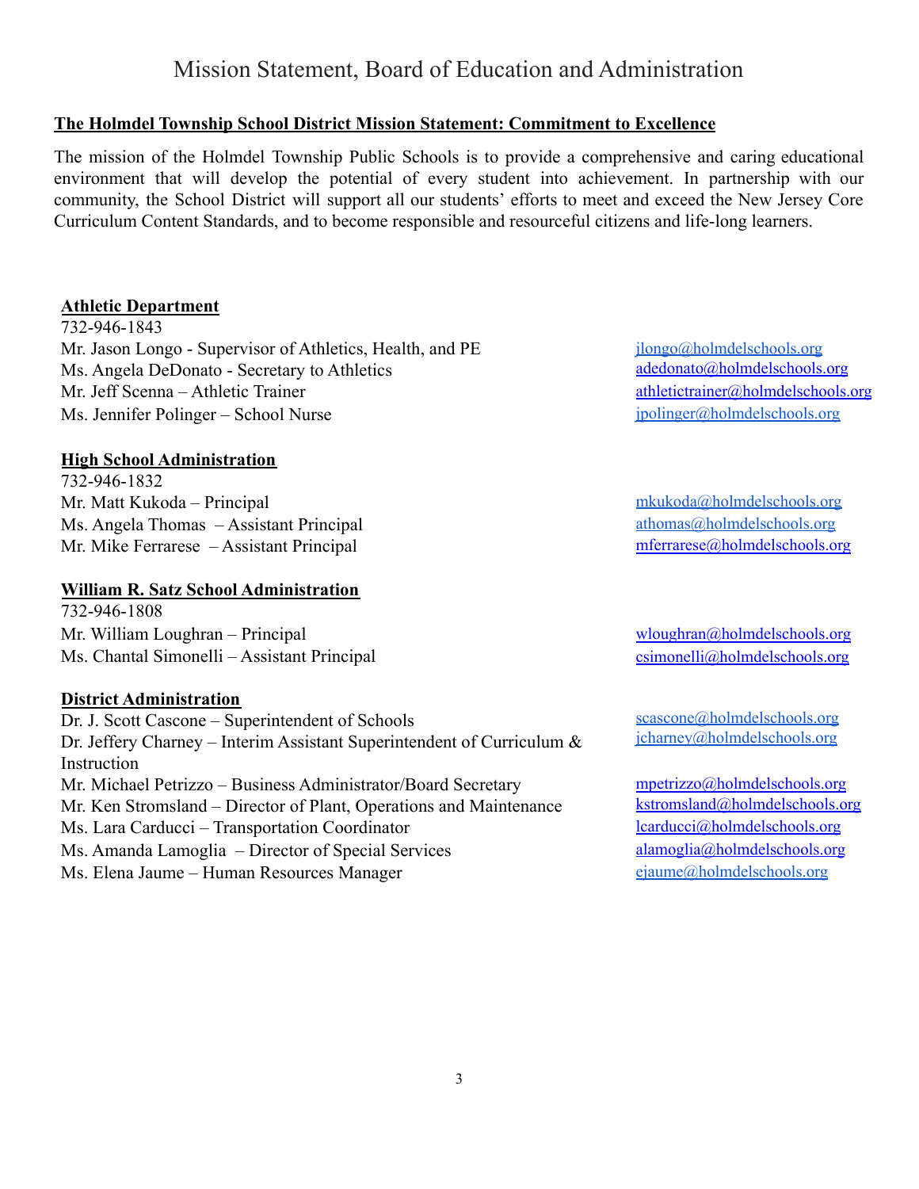# Mission Statement, Board of Education and Administration

**The Holmdel Township School District Mission Statement: Commitment to Excellence**

The mission of the Holmdel Township Public Schools is to provide a comprehensive and caring educational environment that will develop the potential of every student into achievement. In partnership with our community, the School District will support all our students' efforts to meet and exceed the New Jersey Core Curriculum Content Standards, and to become responsible and resourceful citizens and life-long learners.

**Athletic Department**

732-946-1843

Mr. Jason Longo - Supervisor of Athletics, Health, and PE — jlongo@holmdelschools.org
Ms. Angela DeDonato - Secretary to Athletics — adedonato@holmdelschools.org
Mr. Jeff Scenna – Athletic Trainer — athletictrainer@holmdelschools.org
Ms. Jennifer Polinger – School Nurse — jpolinger@holmdelschools.org

**High School Administration**

732-946-1832

Mr. Matt Kukoda – Principal — mkukoda@holmdelschools.org
Ms. Angela Thomas – Assistant Principal — athomas@holmdelschools.org
Mr. Mike Ferrarese – Assistant Principal — mferrarese@holmdelschools.org

**William R. Satz School Administration**

732-946-1808

Mr. William Loughran – Principal — wloughran@holmdelschools.org
Ms. Chantal Simonelli – Assistant Principal — csimonelli@holmdelschools.org

**District Administration**

Dr. J. Scott Cascone – Superintendent of Schools — scascone@holmdelschools.org
Dr. Jeffery Charney – Interim Assistant Superintendent of Curriculum & Instruction — jcharney@holmdelschools.org
Mr. Michael Petrizzo – Business Administrator/Board Secretary — mpetrizzo@holmdelschools.org
Mr. Ken Stromsland – Director of Plant, Operations and Maintenance — kstromsland@holmdelschools.org
Ms. Lara Carducci – Transportation Coordinator — lcarducci@holmdelschools.org
Ms. Amanda Lamoglia – Director of Special Services — alamoglia@holmdelschools.org
Ms. Elena Jaume – Human Resources Manager — ejaume@holmdelschools.org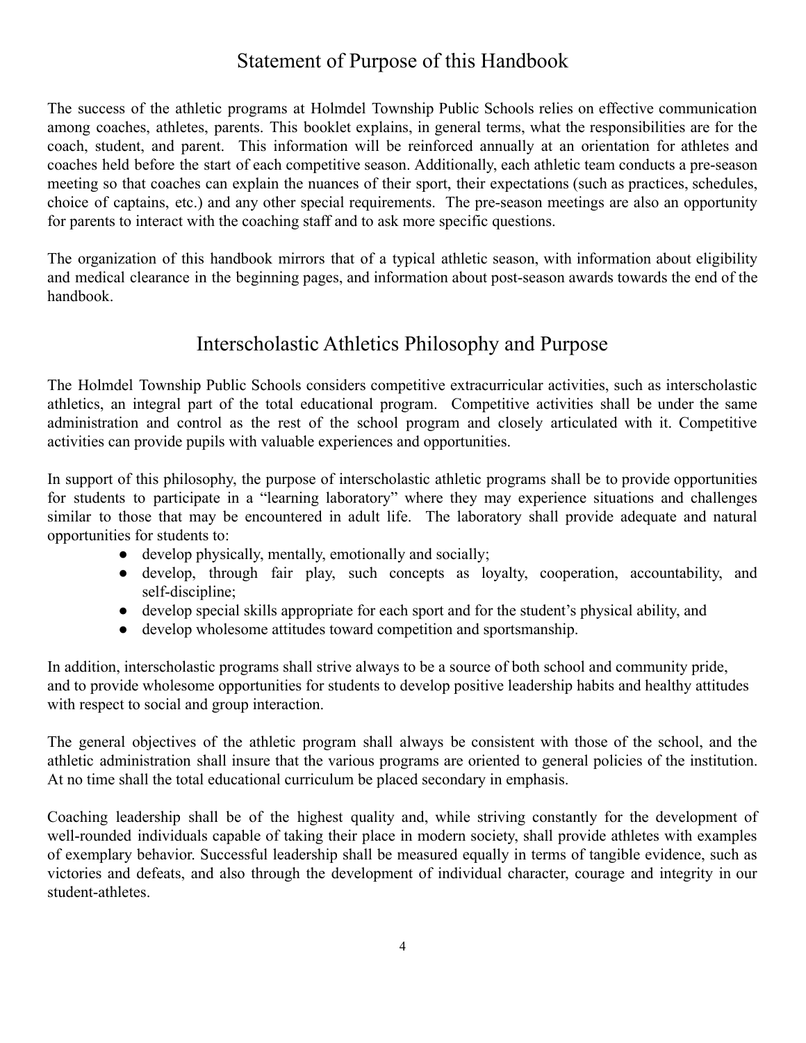## Statement of Purpose of this Handbook

The success of the athletic programs at Holmdel Township Public Schools relies on effective communication among coaches, athletes, parents. This booklet explains, in general terms, what the responsibilities are for the coach, student, and parent. This information will be reinforced annually at an orientation for athletes and coaches held before the start of each competitive season. Additionally, each athletic team conducts a pre-season meeting so that coaches can explain the nuances of their sport, their expectations (such as practices, schedules, choice of captains, etc.) and any other special requirements. The pre-season meetings are also an opportunity for parents to interact with the coaching staff and to ask more specific questions.

The organization of this handbook mirrors that of a typical athletic season, with information about eligibility and medical clearance in the beginning pages, and information about post-season awards towards the end of the handbook.

## Interscholastic Athletics Philosophy and Purpose

The Holmdel Township Public Schools considers competitive extracurricular activities, such as interscholastic athletics, an integral part of the total educational program. Competitive activities shall be under the same administration and control as the rest of the school program and closely articulated with it. Competitive activities can provide pupils with valuable experiences and opportunities.

In support of this philosophy, the purpose of interscholastic athletic programs shall be to provide opportunities for students to participate in a "learning laboratory" where they may experience situations and challenges similar to those that may be encountered in adult life. The laboratory shall provide adequate and natural opportunities for students to:

- develop physically, mentally, emotionally and socially;
- develop, through fair play, such concepts as loyalty, cooperation, accountability, and self-discipline;
- develop special skills appropriate for each sport and for the student's physical ability, and
- develop wholesome attitudes toward competition and sportsmanship.

In addition, interscholastic programs shall strive always to be a source of both school and community pride, and to provide wholesome opportunities for students to develop positive leadership habits and healthy attitudes with respect to social and group interaction.

The general objectives of the athletic program shall always be consistent with those of the school, and the athletic administration shall insure that the various programs are oriented to general policies of the institution. At no time shall the total educational curriculum be placed secondary in emphasis.

Coaching leadership shall be of the highest quality and, while striving constantly for the development of well-rounded individuals capable of taking their place in modern society, shall provide athletes with examples of exemplary behavior. Successful leadership shall be measured equally in terms of tangible evidence, such as victories and defeats, and also through the development of individual character, courage and integrity in our student-athletes.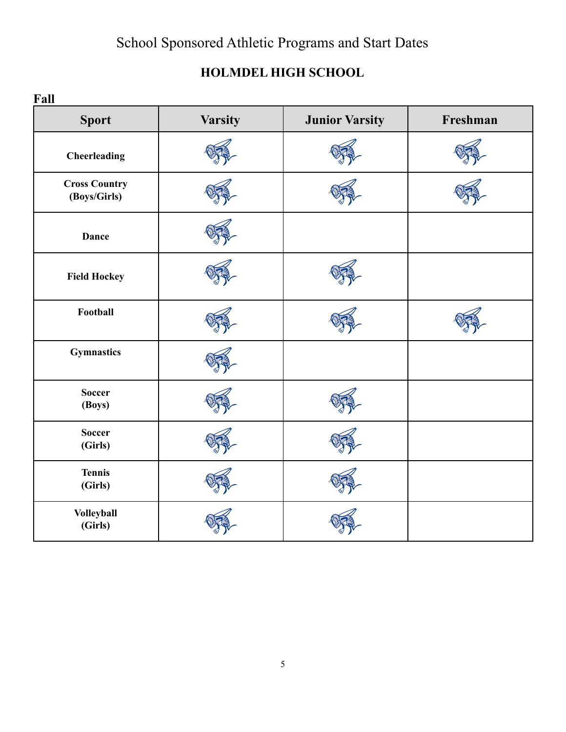# School Sponsored Athletic Programs and Start Dates

## HOLMDEL HIGH SCHOOL

**Fall**

| Sport | Varsity | Junior Varsity | Freshman |
|---|---|---|---|
| Cheerleading | ✓ | ✓ | ✓ |
| Cross Country (Boys/Girls) | ✓ | ✓ | ✓ |
| Dance | ✓ | | |
| Field Hockey | ✓ | ✓ | |
| Football | ✓ | ✓ | ✓ |
| Gymnastics | ✓ | | |
| Soccer (Boys) | ✓ | ✓ | |
| Soccer (Girls) | ✓ | ✓ | |
| Tennis (Girls) | ✓ | ✓ | |
| Volleyball (Girls) | ✓ | ✓ | |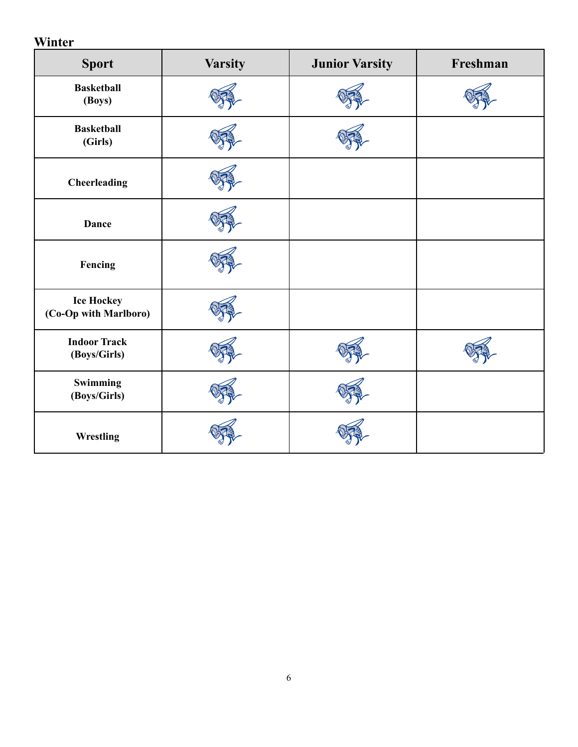## Winter

| Sport | Varsity | Junior Varsity | Freshman |
|---|---|---|---|
| Basketball (Boys) | ✓ | ✓ | ✓ |
| Basketball (Girls) | ✓ | ✓ | |
| Cheerleading | ✓ | | |
| Dance | ✓ | | |
| Fencing | ✓ | | |
| Ice Hockey (Co-Op with Marlboro) | ✓ | | |
| Indoor Track (Boys/Girls) | ✓ | ✓ | ✓ |
| Swimming (Boys/Girls) | ✓ | ✓ | |
| Wrestling | ✓ | ✓ | |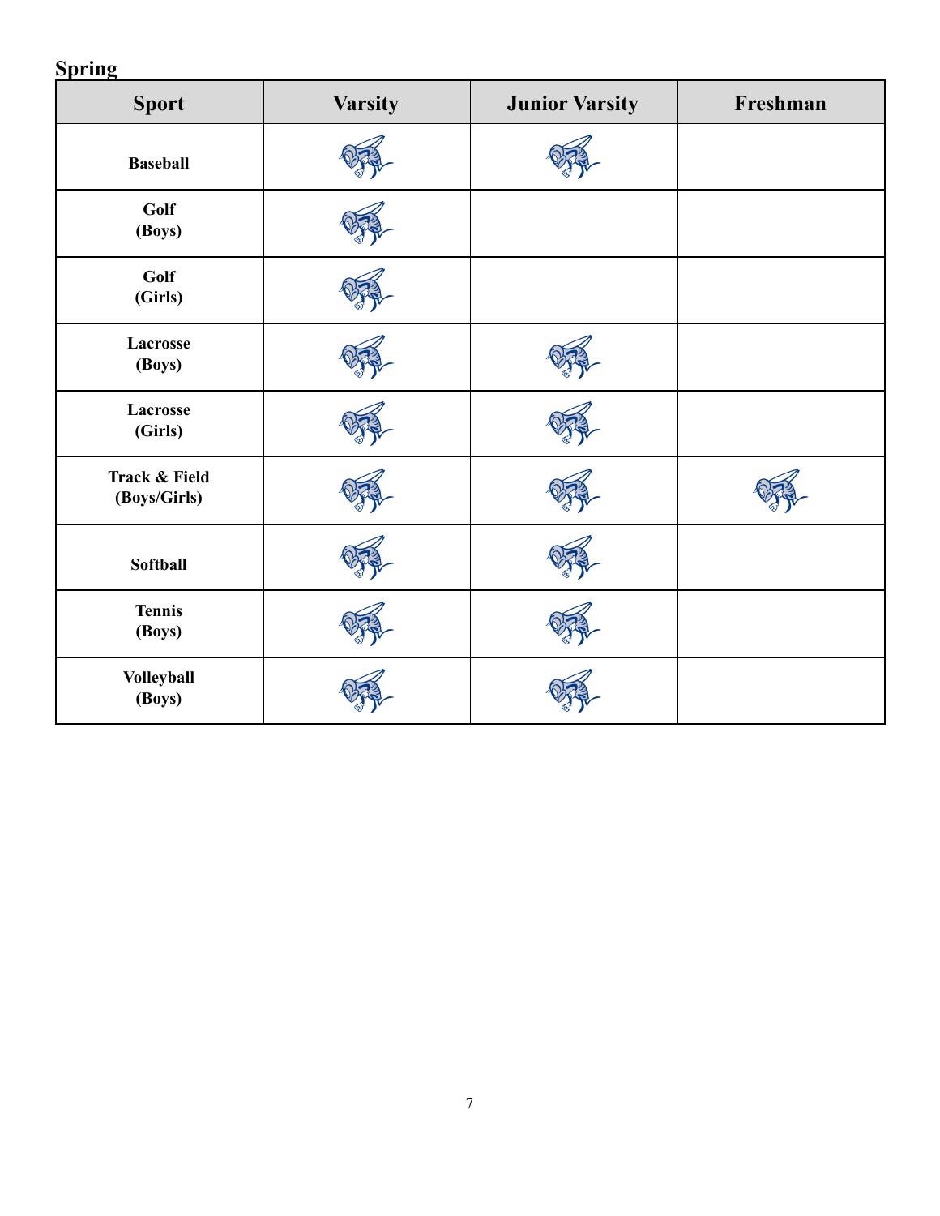## Spring

| Sport | Varsity | Junior Varsity | Freshman |
|---|---|---|---|
| **Baseball** | ✓ | ✓ | |
| **Golf (Boys)** | ✓ | | |
| **Golf (Girls)** | ✓ | | |
| **Lacrosse (Boys)** | ✓ | ✓ | |
| **Lacrosse (Girls)** | ✓ | ✓ | |
| **Track & Field (Boys/Girls)** | ✓ | ✓ | ✓ |
| **Softball** | ✓ | ✓ | |
| **Tennis (Boys)** | ✓ | ✓ | |
| **Volleyball (Boys)** | ✓ | ✓ | |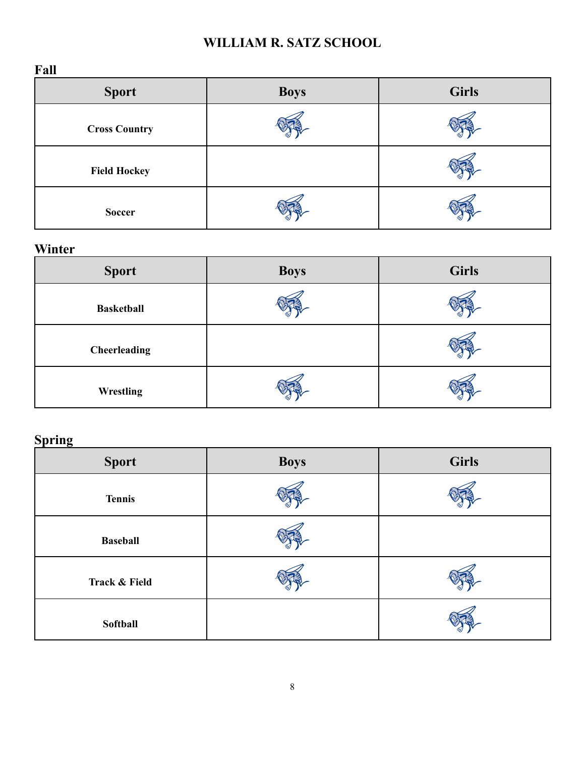# WILLIAM R. SATZ SCHOOL

## Fall

| Sport | Boys | Girls |
| --- | --- | --- |
| Cross Country | ✓ | ✓ |
| Field Hockey | | ✓ |
| Soccer | ✓ | ✓ |

## Winter

| Sport | Boys | Girls |
| --- | --- | --- |
| Basketball | ✓ | ✓ |
| Cheerleading | | ✓ |
| Wrestling | ✓ | ✓ |

## Spring

| Sport | Boys | Girls |
| --- | --- | --- |
| Tennis | ✓ | ✓ |
| Baseball | ✓ | |
| Track & Field | ✓ | ✓ |
| Softball | | ✓ |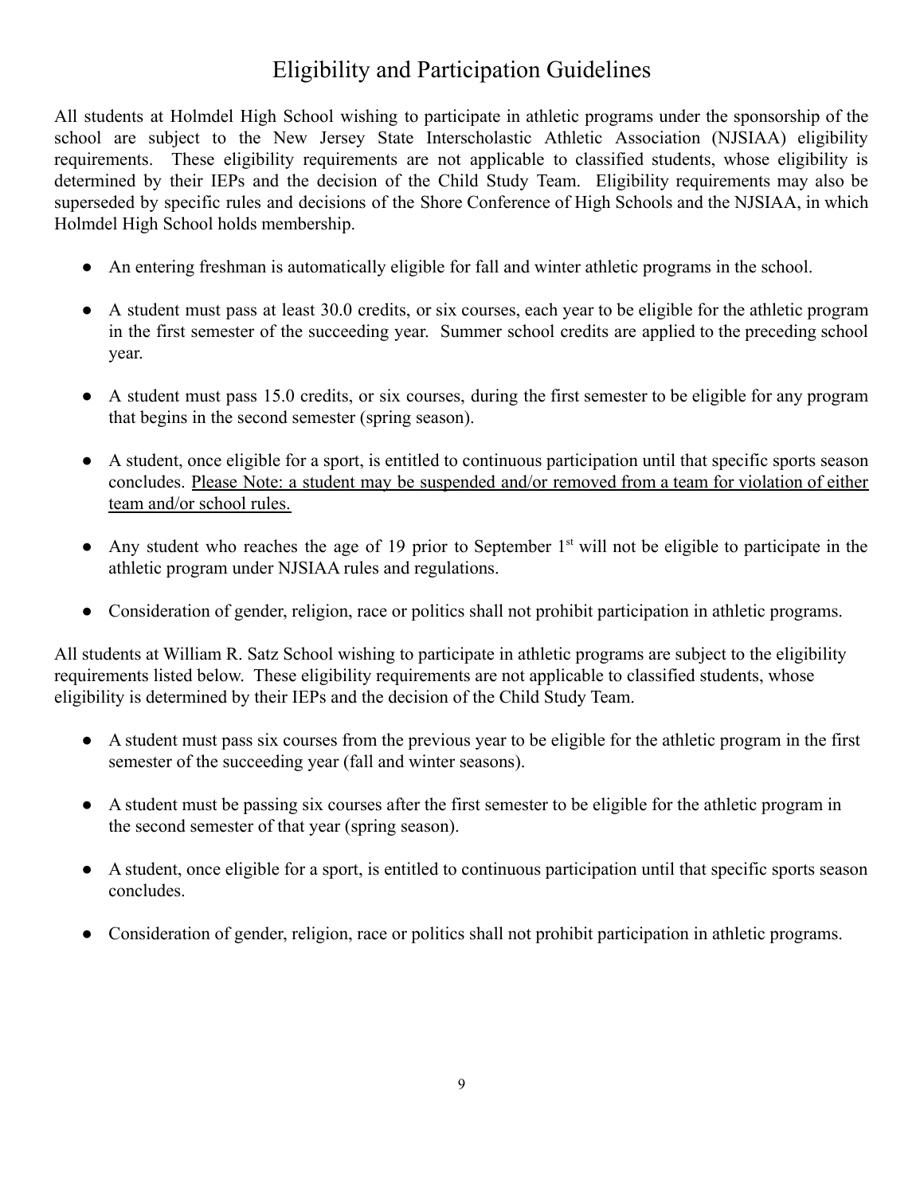# Eligibility and Participation Guidelines

All students at Holmdel High School wishing to participate in athletic programs under the sponsorship of the school are subject to the New Jersey State Interscholastic Athletic Association (NJSIAA) eligibility requirements. These eligibility requirements are not applicable to classified students, whose eligibility is determined by their IEPs and the decision of the Child Study Team. Eligibility requirements may also be superseded by specific rules and decisions of the Shore Conference of High Schools and the NJSIAA, in which Holmdel High School holds membership.

- An entering freshman is automatically eligible for fall and winter athletic programs in the school.
- A student must pass at least 30.0 credits, or six courses, each year to be eligible for the athletic program in the first semester of the succeeding year. Summer school credits are applied to the preceding school year.
- A student must pass 15.0 credits, or six courses, during the first semester to be eligible for any program that begins in the second semester (spring season).
- A student, once eligible for a sport, is entitled to continuous participation until that specific sports season concludes. <u>Please Note: a student may be suspended and/or removed from a team for violation of either team and/or school rules.</u>
- Any student who reaches the age of 19 prior to September 1st will not be eligible to participate in the athletic program under NJSIAA rules and regulations.
- Consideration of gender, religion, race or politics shall not prohibit participation in athletic programs.

All students at William R. Satz School wishing to participate in athletic programs are subject to the eligibility requirements listed below. These eligibility requirements are not applicable to classified students, whose eligibility is determined by their IEPs and the decision of the Child Study Team.

- A student must pass six courses from the previous year to be eligible for the athletic program in the first semester of the succeeding year (fall and winter seasons).
- A student must be passing six courses after the first semester to be eligible for the athletic program in the second semester of that year (spring season).
- A student, once eligible for a sport, is entitled to continuous participation until that specific sports season concludes.
- Consideration of gender, religion, race or politics shall not prohibit participation in athletic programs.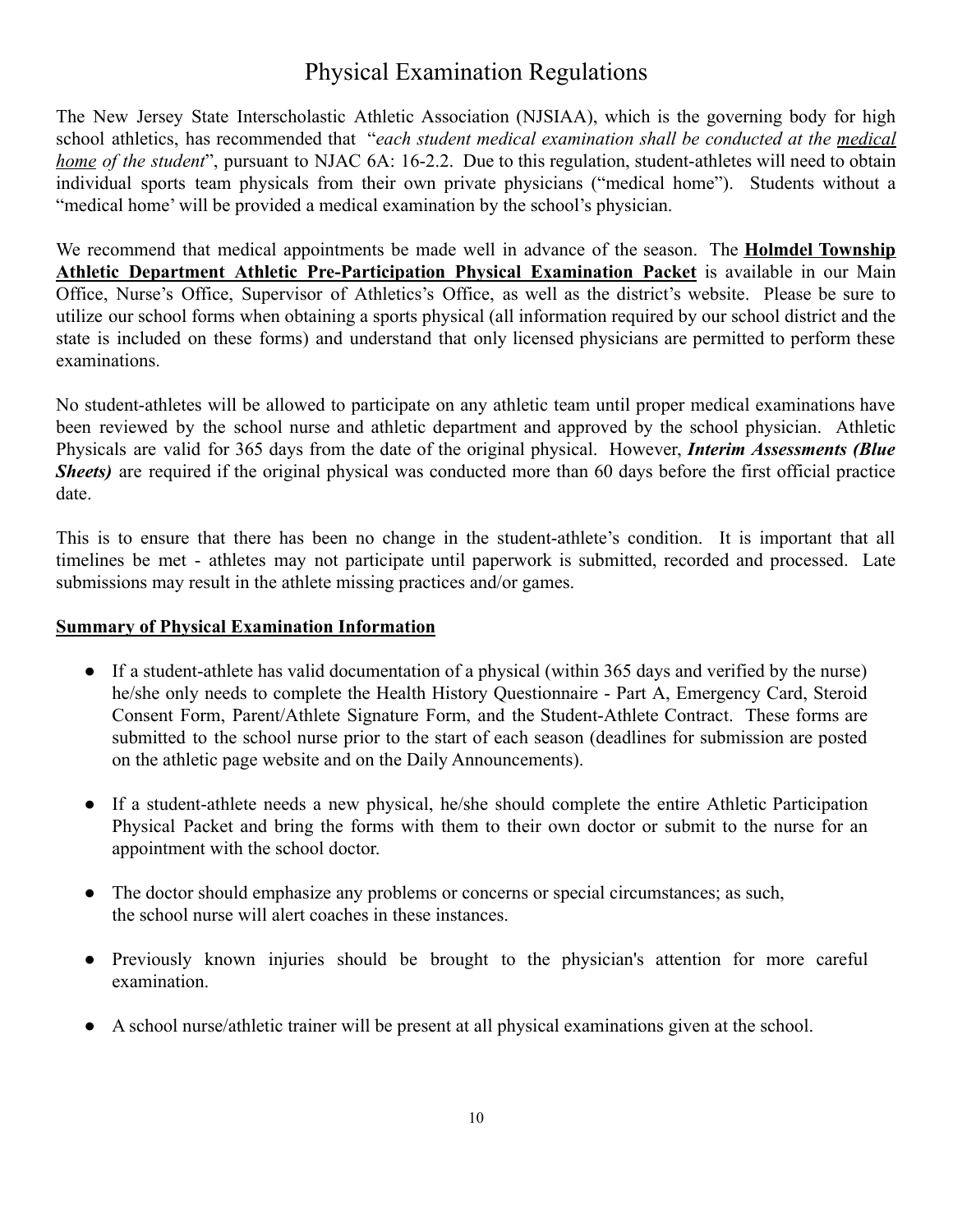# Physical Examination Regulations

The New Jersey State Interscholastic Athletic Association (NJSIAA), which is the governing body for high school athletics, has recommended that "*each student medical examination shall be conducted at the medical home of the student*", pursuant to NJAC 6A: 16-2.2. Due to this regulation, student-athletes will need to obtain individual sports team physicals from their own private physicians ("medical home"). Students without a "medical home' will be provided a medical examination by the school's physician.

We recommend that medical appointments be made well in advance of the season. The **Holmdel Township Athletic Department Athletic Pre-Participation Physical Examination Packet** is available in our Main Office, Nurse's Office, Supervisor of Athletics's Office, as well as the district's website. Please be sure to utilize our school forms when obtaining a sports physical (all information required by our school district and the state is included on these forms) and understand that only licensed physicians are permitted to perform these examinations.

No student-athletes will be allowed to participate on any athletic team until proper medical examinations have been reviewed by the school nurse and athletic department and approved by the school physician. Athletic Physicals are valid for 365 days from the date of the original physical. However, ***Interim Assessments (Blue Sheets)*** are required if the original physical was conducted more than 60 days before the first official practice date.

This is to ensure that there has been no change in the student-athlete's condition. It is important that all timelines be met - athletes may not participate until paperwork is submitted, recorded and processed. Late submissions may result in the athlete missing practices and/or games.

**Summary of Physical Examination Information**

- If a student-athlete has valid documentation of a physical (within 365 days and verified by the nurse) he/she only needs to complete the Health History Questionnaire - Part A, Emergency Card, Steroid Consent Form, Parent/Athlete Signature Form, and the Student-Athlete Contract. These forms are submitted to the school nurse prior to the start of each season (deadlines for submission are posted on the athletic page website and on the Daily Announcements).
- If a student-athlete needs a new physical, he/she should complete the entire Athletic Participation Physical Packet and bring the forms with them to their own doctor or submit to the nurse for an appointment with the school doctor.
- The doctor should emphasize any problems or concerns or special circumstances; as such, the school nurse will alert coaches in these instances.
- Previously known injuries should be brought to the physician's attention for more careful examination.
- A school nurse/athletic trainer will be present at all physical examinations given at the school.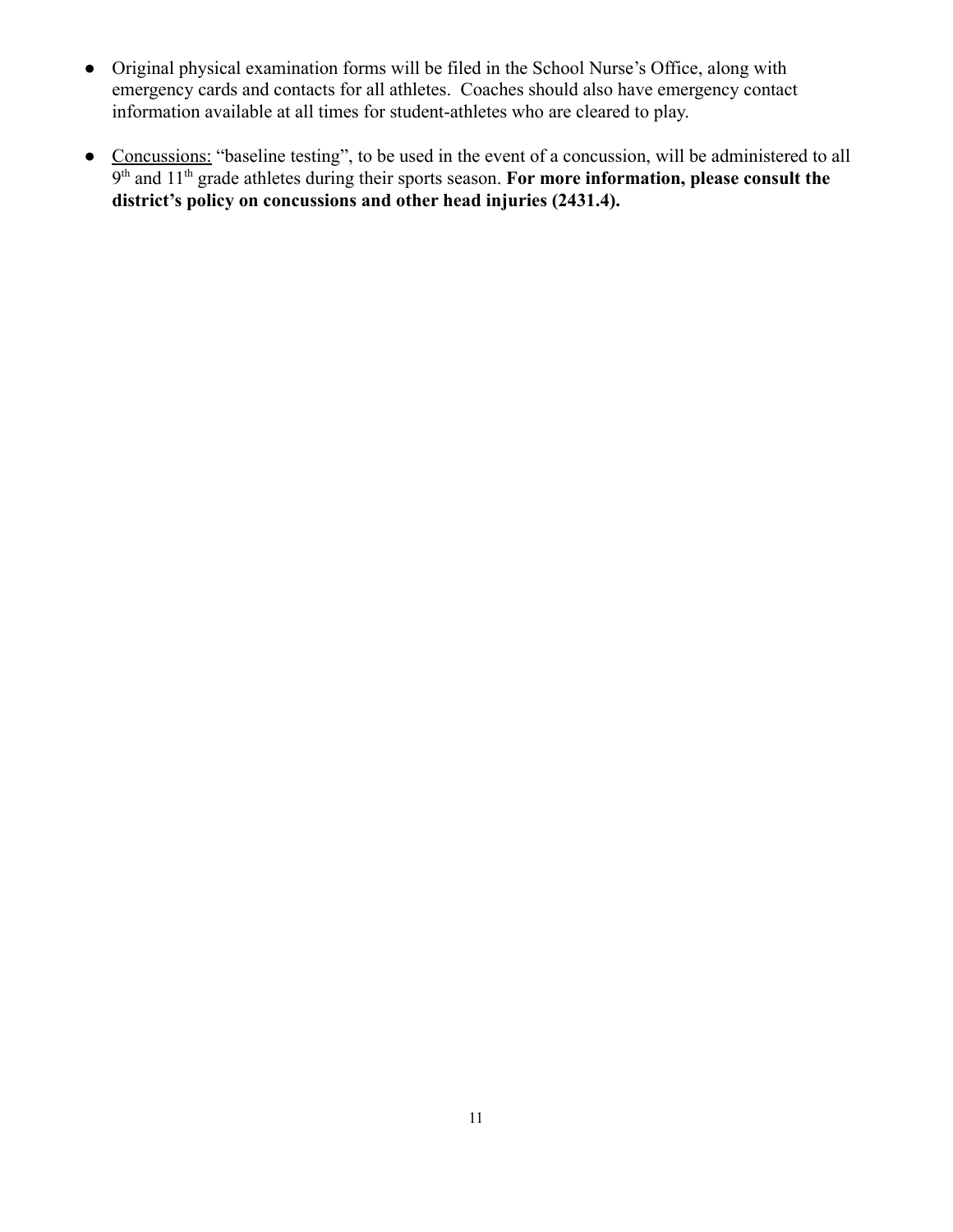- Original physical examination forms will be filed in the School Nurse's Office, along with emergency cards and contacts for all athletes. Coaches should also have emergency contact information available at all times for student-athletes who are cleared to play.

- <u>Concussions:</u> "baseline testing", to be used in the event of a concussion, will be administered to all 9th and 11th grade athletes during their sports season. **For more information, please consult the district's policy on concussions and other head injuries (2431.4).**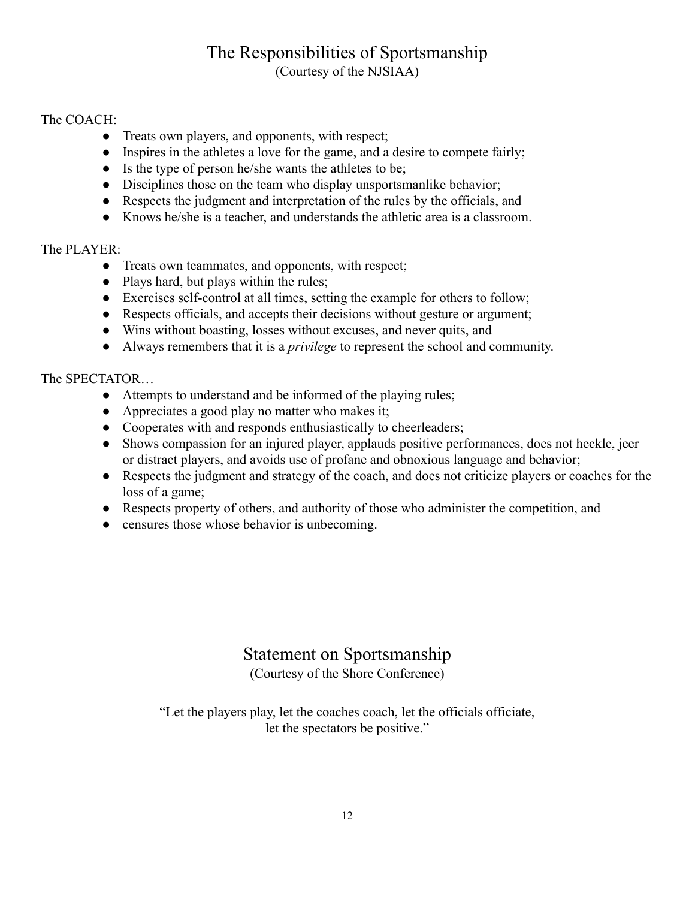# The Responsibilities of Sportsmanship

(Courtesy of the NJSIAA)

The COACH:

- Treats own players, and opponents, with respect;
- Inspires in the athletes a love for the game, and a desire to compete fairly;
- Is the type of person he/she wants the athletes to be;
- Disciplines those on the team who display unsportsmanlike behavior;
- Respects the judgment and interpretation of the rules by the officials, and
- Knows he/she is a teacher, and understands the athletic area is a classroom.

The PLAYER:

- Treats own teammates, and opponents, with respect;
- Plays hard, but plays within the rules;
- Exercises self-control at all times, setting the example for others to follow;
- Respects officials, and accepts their decisions without gesture or argument;
- Wins without boasting, losses without excuses, and never quits, and
- Always remembers that it is a *privilege* to represent the school and community.

The SPECTATOR…

- Attempts to understand and be informed of the playing rules;
- Appreciates a good play no matter who makes it;
- Cooperates with and responds enthusiastically to cheerleaders;
- Shows compassion for an injured player, applauds positive performances, does not heckle, jeer or distract players, and avoids use of profane and obnoxious language and behavior;
- Respects the judgment and strategy of the coach, and does not criticize players or coaches for the loss of a game;
- Respects property of others, and authority of those who administer the competition, and
- censures those whose behavior is unbecoming.

# Statement on Sportsmanship

(Courtesy of the Shore Conference)

"Let the players play, let the coaches coach, let the officials officiate, let the spectators be positive."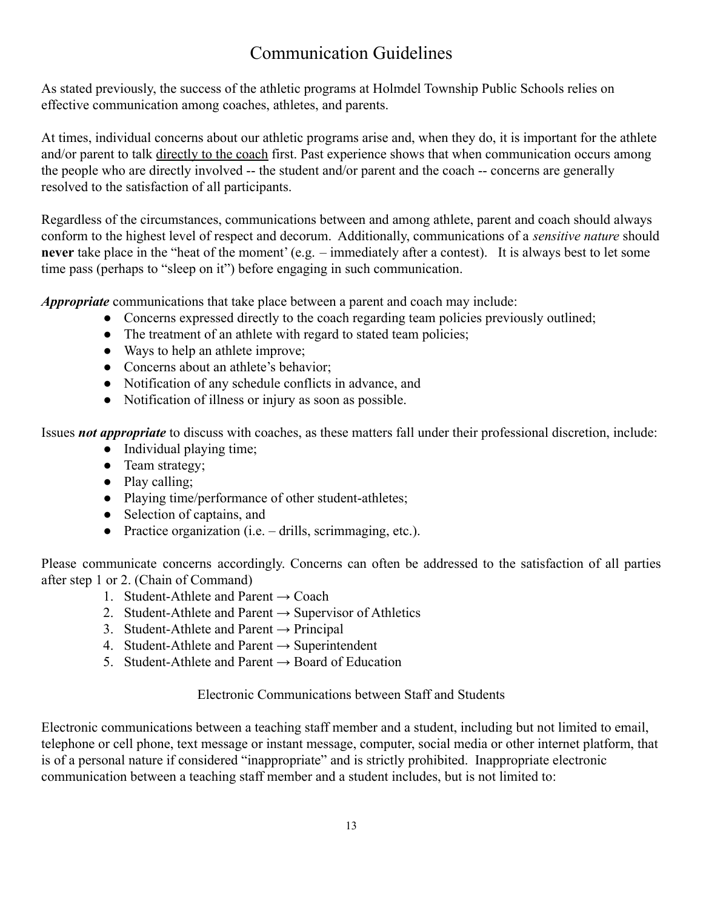# Communication Guidelines

As stated previously, the success of the athletic programs at Holmdel Township Public Schools relies on effective communication among coaches, athletes, and parents.

At times, individual concerns about our athletic programs arise and, when they do, it is important for the athlete and/or parent to talk <u>directly to the coach</u> first. Past experience shows that when communication occurs among the people who are directly involved -- the student and/or parent and the coach -- concerns are generally resolved to the satisfaction of all participants.

Regardless of the circumstances, communications between and among athlete, parent and coach should always conform to the highest level of respect and decorum. Additionally, communications of a *sensitive nature* should **never** take place in the "heat of the moment' (e.g. – immediately after a contest). It is always best to let some time pass (perhaps to "sleep on it") before engaging in such communication.

***Appropriate*** communications that take place between a parent and coach may include:

- Concerns expressed directly to the coach regarding team policies previously outlined;
- The treatment of an athlete with regard to stated team policies;
- Ways to help an athlete improve;
- Concerns about an athlete's behavior;
- Notification of any schedule conflicts in advance, and
- Notification of illness or injury as soon as possible.

Issues ***not appropriate*** to discuss with coaches, as these matters fall under their professional discretion, include:

- Individual playing time;
- Team strategy;
- Play calling;
- Playing time/performance of other student-athletes;
- Selection of captains, and
- Practice organization (i.e. – drills, scrimmaging, etc.).

Please communicate concerns accordingly. Concerns can often be addressed to the satisfaction of all parties after step 1 or 2. (Chain of Command)

1. Student-Athlete and Parent → Coach
2. Student-Athlete and Parent → Supervisor of Athletics
3. Student-Athlete and Parent → Principal
4. Student-Athlete and Parent → Superintendent
5. Student-Athlete and Parent → Board of Education

## Electronic Communications between Staff and Students

Electronic communications between a teaching staff member and a student, including but not limited to email, telephone or cell phone, text message or instant message, computer, social media or other internet platform, that is of a personal nature if considered "inappropriate" and is strictly prohibited. Inappropriate electronic communication between a teaching staff member and a student includes, but is not limited to: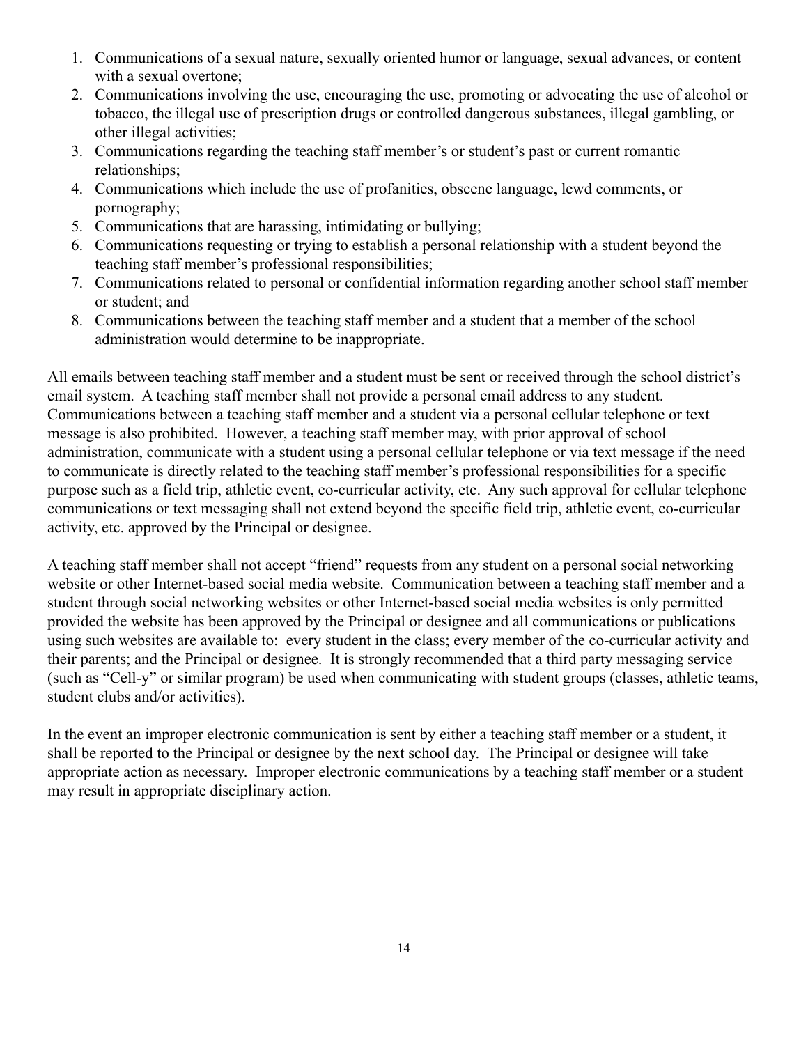1. Communications of a sexual nature, sexually oriented humor or language, sexual advances, or content with a sexual overtone;
2. Communications involving the use, encouraging the use, promoting or advocating the use of alcohol or tobacco, the illegal use of prescription drugs or controlled dangerous substances, illegal gambling, or other illegal activities;
3. Communications regarding the teaching staff member's or student's past or current romantic relationships;
4. Communications which include the use of profanities, obscene language, lewd comments, or pornography;
5. Communications that are harassing, intimidating or bullying;
6. Communications requesting or trying to establish a personal relationship with a student beyond the teaching staff member's professional responsibilities;
7. Communications related to personal or confidential information regarding another school staff member or student; and
8. Communications between the teaching staff member and a student that a member of the school administration would determine to be inappropriate.

All emails between teaching staff member and a student must be sent or received through the school district's email system. A teaching staff member shall not provide a personal email address to any student. Communications between a teaching staff member and a student via a personal cellular telephone or text message is also prohibited. However, a teaching staff member may, with prior approval of school administration, communicate with a student using a personal cellular telephone or via text message if the need to communicate is directly related to the teaching staff member's professional responsibilities for a specific purpose such as a field trip, athletic event, co-curricular activity, etc. Any such approval for cellular telephone communications or text messaging shall not extend beyond the specific field trip, athletic event, co-curricular activity, etc. approved by the Principal or designee.

A teaching staff member shall not accept "friend" requests from any student on a personal social networking website or other Internet-based social media website. Communication between a teaching staff member and a student through social networking websites or other Internet-based social media websites is only permitted provided the website has been approved by the Principal or designee and all communications or publications using such websites are available to: every student in the class; every member of the co-curricular activity and their parents; and the Principal or designee. It is strongly recommended that a third party messaging service (such as "Cell-y" or similar program) be used when communicating with student groups (classes, athletic teams, student clubs and/or activities).

In the event an improper electronic communication is sent by either a teaching staff member or a student, it shall be reported to the Principal or designee by the next school day. The Principal or designee will take appropriate action as necessary. Improper electronic communications by a teaching staff member or a student may result in appropriate disciplinary action.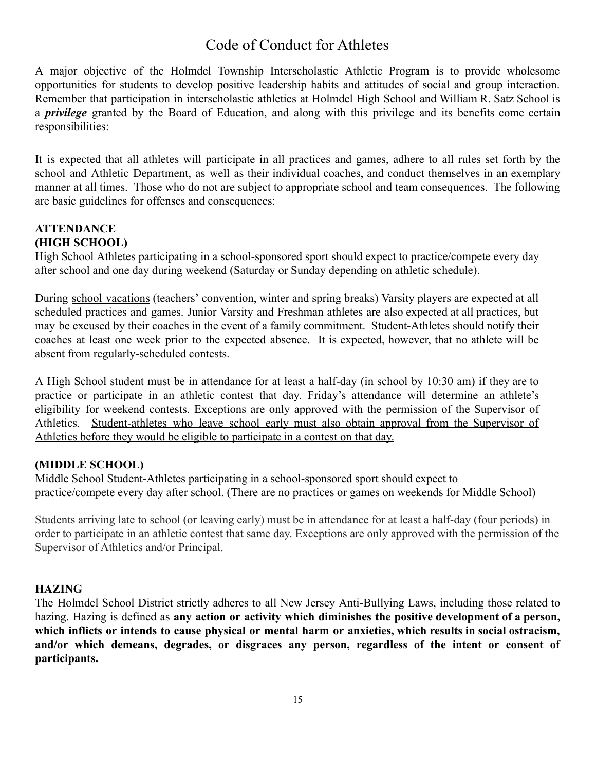# Code of Conduct for Athletes

A major objective of the Holmdel Township Interscholastic Athletic Program is to provide wholesome opportunities for students to develop positive leadership habits and attitudes of social and group interaction. Remember that participation in interscholastic athletics at Holmdel High School and William R. Satz School is a ***privilege*** granted by the Board of Education, and along with this privilege and its benefits come certain responsibilities:

It is expected that all athletes will participate in all practices and games, adhere to all rules set forth by the school and Athletic Department, as well as their individual coaches, and conduct themselves in an exemplary manner at all times. Those who do not are subject to appropriate school and team consequences. The following are basic guidelines for offenses and consequences:

**ATTENDANCE**
**(HIGH SCHOOL)**

High School Athletes participating in a school-sponsored sport should expect to practice/compete every day after school and one day during weekend (Saturday or Sunday depending on athletic schedule).

During <u>school vacations</u> (teachers' convention, winter and spring breaks) Varsity players are expected at all scheduled practices and games. Junior Varsity and Freshman athletes are also expected at all practices, but may be excused by their coaches in the event of a family commitment. Student-Athletes should notify their coaches at least one week prior to the expected absence. It is expected, however, that no athlete will be absent from regularly-scheduled contests.

A High School student must be in attendance for at least a half-day (in school by 10:30 am) if they are to practice or participate in an athletic contest that day. Friday's attendance will determine an athlete's eligibility for weekend contests. Exceptions are only approved with the permission of the Supervisor of Athletics. <u>Student-athletes who leave school early must also obtain approval from the Supervisor of Athletics before they would be eligible to participate in a contest on that day.</u>

**(MIDDLE SCHOOL)**

Middle School Student-Athletes participating in a school-sponsored sport should expect to practice/compete every day after school. (There are no practices or games on weekends for Middle School)

Students arriving late to school (or leaving early) must be in attendance for at least a half-day (four periods) in order to participate in an athletic contest that same day. Exceptions are only approved with the permission of the Supervisor of Athletics and/or Principal.

**HAZING**

The Holmdel School District strictly adheres to all New Jersey Anti-Bullying Laws, including those related to hazing. Hazing is defined as **any action or activity which diminishes the positive development of a person, which inflicts or intends to cause physical or mental harm or anxieties, which results in social ostracism, and/or which demeans, degrades, or disgraces any person, regardless of the intent or consent of participants.**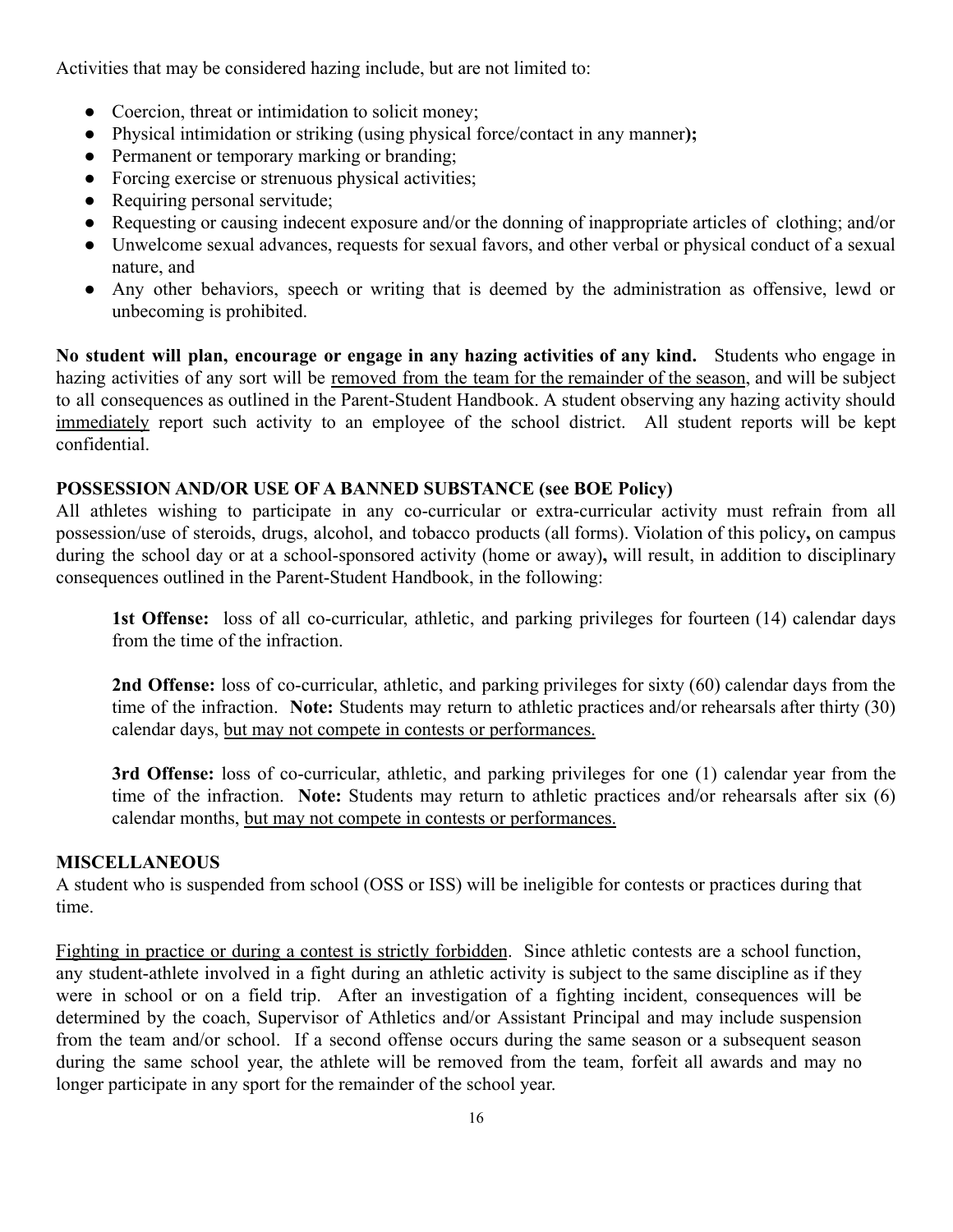Activities that may be considered hazing include, but are not limited to:

- Coercion, threat or intimidation to solicit money;
- Physical intimidation or striking (using physical force/contact in any manner**);**
- Permanent or temporary marking or branding;
- Forcing exercise or strenuous physical activities;
- Requiring personal servitude;
- Requesting or causing indecent exposure and/or the donning of inappropriate articles of clothing; and/or
- Unwelcome sexual advances, requests for sexual favors, and other verbal or physical conduct of a sexual nature, and
- Any other behaviors, speech or writing that is deemed by the administration as offensive, lewd or unbecoming is prohibited.

**No student will plan, encourage or engage in any hazing activities of any kind.** Students who engage in hazing activities of any sort will be <u>removed from the team for the remainder of the season</u>, and will be subject to all consequences as outlined in the Parent-Student Handbook. A student observing any hazing activity should <u>immediately</u> report such activity to an employee of the school district. All student reports will be kept confidential.

**POSSESSION AND/OR USE OF A BANNED SUBSTANCE (see BOE Policy)**

All athletes wishing to participate in any co-curricular or extra-curricular activity must refrain from all possession/use of steroids, drugs, alcohol, and tobacco products (all forms). Violation of this policy**,** on campus during the school day or at a school-sponsored activity (home or away)**,** will result, in addition to disciplinary consequences outlined in the Parent-Student Handbook, in the following:

> **1st Offense:** loss of all co-curricular, athletic, and parking privileges for fourteen (14) calendar days from the time of the infraction.
>
> **2nd Offense:** loss of co-curricular, athletic, and parking privileges for sixty (60) calendar days from the time of the infraction. **Note:** Students may return to athletic practices and/or rehearsals after thirty (30) calendar days, <u>but may not compete in contests or performances.</u>
>
> **3rd Offense:** loss of co-curricular, athletic, and parking privileges for one (1) calendar year from the time of the infraction. **Note:** Students may return to athletic practices and/or rehearsals after six (6) calendar months, <u>but may not compete in contests or performances.</u>

**MISCELLANEOUS**

A student who is suspended from school (OSS or ISS) will be ineligible for contests or practices during that time.

<u>Fighting in practice or during a contest is strictly forbidden</u>. Since athletic contests are a school function, any student-athlete involved in a fight during an athletic activity is subject to the same discipline as if they were in school or on a field trip. After an investigation of a fighting incident, consequences will be determined by the coach, Supervisor of Athletics and/or Assistant Principal and may include suspension from the team and/or school. If a second offense occurs during the same season or a subsequent season during the same school year, the athlete will be removed from the team, forfeit all awards and may no longer participate in any sport for the remainder of the school year.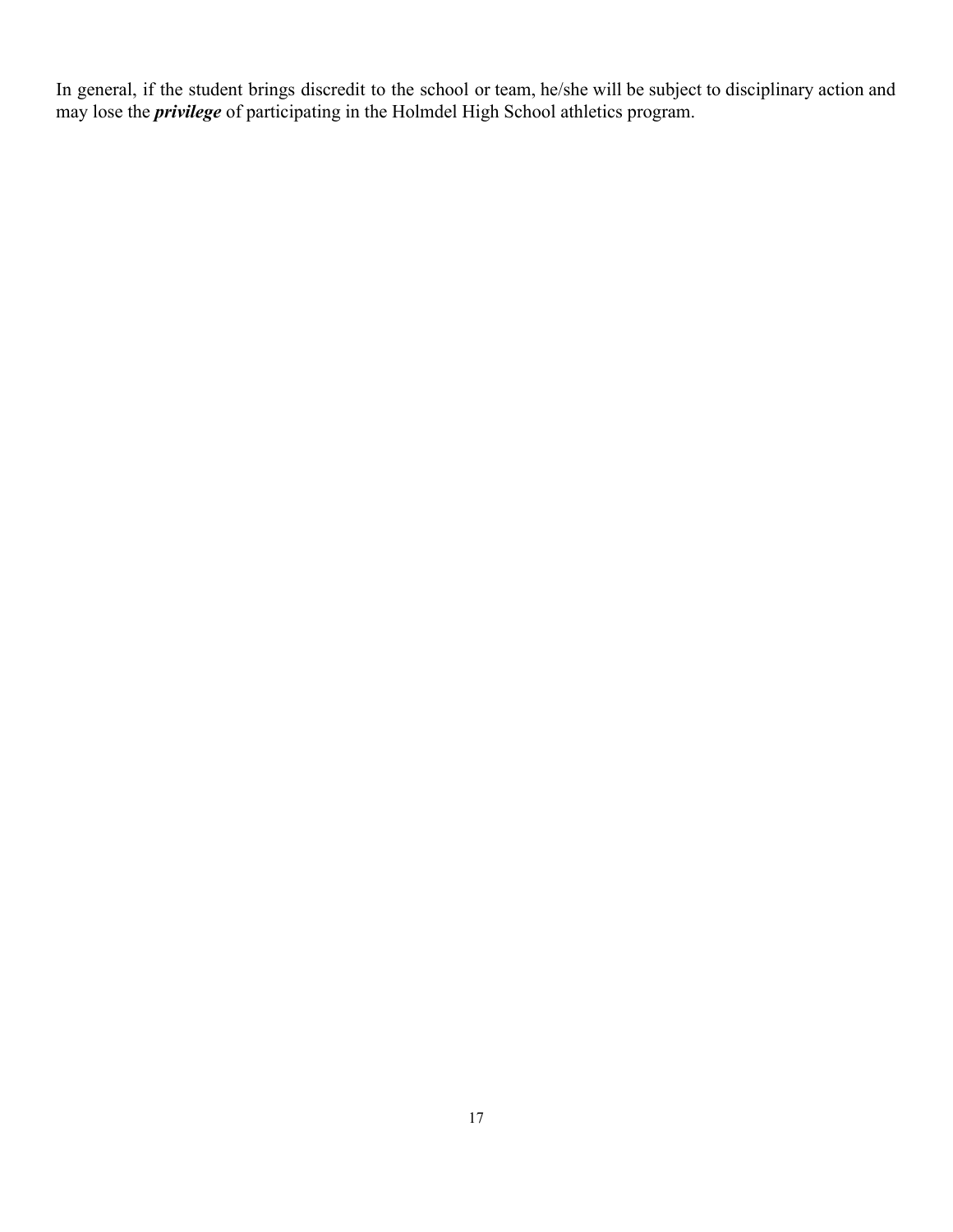In general, if the student brings discredit to the school or team, he/she will be subject to disciplinary action and may lose the ***privilege*** of participating in the Holmdel High School athletics program.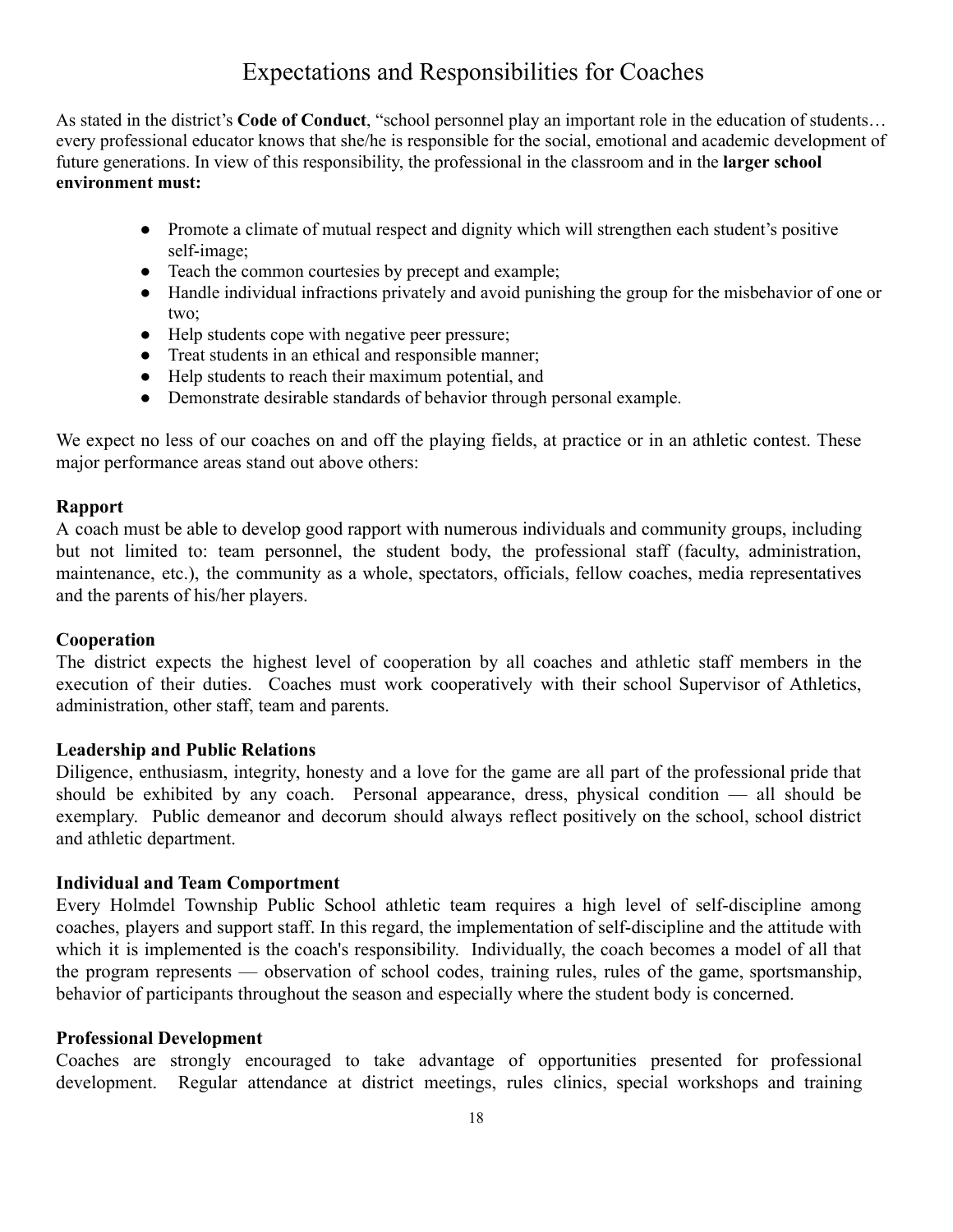# Expectations and Responsibilities for Coaches

As stated in the district's **Code of Conduct**, "school personnel play an important role in the education of students… every professional educator knows that she/he is responsible for the social, emotional and academic development of future generations. In view of this responsibility, the professional in the classroom and in the **larger school environment must:**

- Promote a climate of mutual respect and dignity which will strengthen each student's positive self-image;
- Teach the common courtesies by precept and example;
- Handle individual infractions privately and avoid punishing the group for the misbehavior of one or two;
- Help students cope with negative peer pressure;
- Treat students in an ethical and responsible manner;
- Help students to reach their maximum potential, and
- Demonstrate desirable standards of behavior through personal example.

We expect no less of our coaches on and off the playing fields, at practice or in an athletic contest. These major performance areas stand out above others:

**Rapport**
A coach must be able to develop good rapport with numerous individuals and community groups, including but not limited to: team personnel, the student body, the professional staff (faculty, administration, maintenance, etc.), the community as a whole, spectators, officials, fellow coaches, media representatives and the parents of his/her players.

**Cooperation**
The district expects the highest level of cooperation by all coaches and athletic staff members in the execution of their duties. Coaches must work cooperatively with their school Supervisor of Athletics, administration, other staff, team and parents.

**Leadership and Public Relations**
Diligence, enthusiasm, integrity, honesty and a love for the game are all part of the professional pride that should be exhibited by any coach. Personal appearance, dress, physical condition — all should be exemplary. Public demeanor and decorum should always reflect positively on the school, school district and athletic department.

**Individual and Team Comportment**
Every Holmdel Township Public School athletic team requires a high level of self-discipline among coaches, players and support staff. In this regard, the implementation of self-discipline and the attitude with which it is implemented is the coach's responsibility. Individually, the coach becomes a model of all that the program represents — observation of school codes, training rules, rules of the game, sportsmanship, behavior of participants throughout the season and especially where the student body is concerned.

**Professional Development**
Coaches are strongly encouraged to take advantage of opportunities presented for professional development. Regular attendance at district meetings, rules clinics, special workshops and training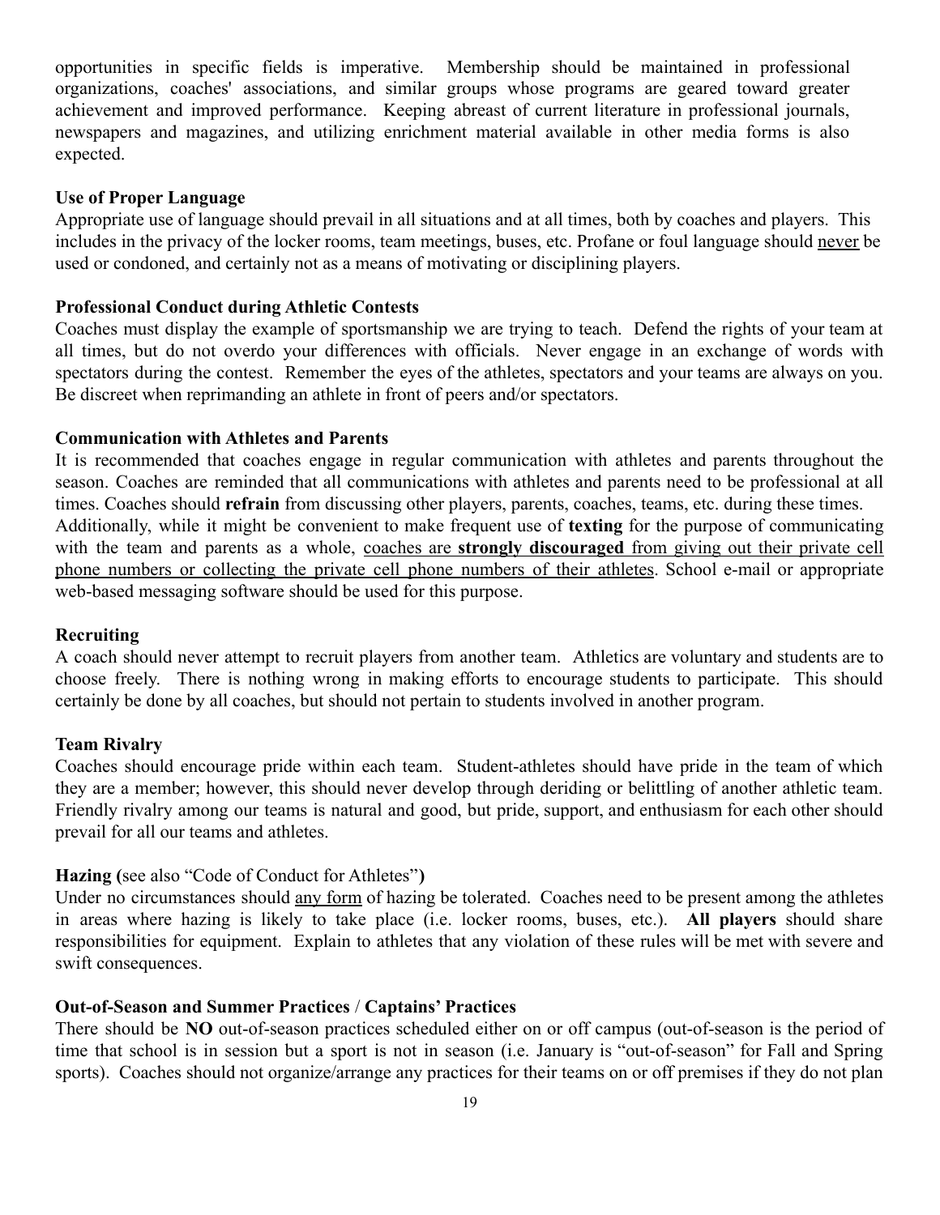opportunities in specific fields is imperative. Membership should be maintained in professional organizations, coaches' associations, and similar groups whose programs are geared toward greater achievement and improved performance. Keeping abreast of current literature in professional journals, newspapers and magazines, and utilizing enrichment material available in other media forms is also expected.

**Use of Proper Language**

Appropriate use of language should prevail in all situations and at all times, both by coaches and players. This includes in the privacy of the locker rooms, team meetings, buses, etc. Profane or foul language should <u>never</u> be used or condoned, and certainly not as a means of motivating or disciplining players.

**Professional Conduct during Athletic Contests**

Coaches must display the example of sportsmanship we are trying to teach. Defend the rights of your team at all times, but do not overdo your differences with officials. Never engage in an exchange of words with spectators during the contest. Remember the eyes of the athletes, spectators and your teams are always on you. Be discreet when reprimanding an athlete in front of peers and/or spectators.

**Communication with Athletes and Parents**

It is recommended that coaches engage in regular communication with athletes and parents throughout the season. Coaches are reminded that all communications with athletes and parents need to be professional at all times. Coaches should **refrain** from discussing other players, parents, coaches, teams, etc. during these times. Additionally, while it might be convenient to make frequent use of **texting** for the purpose of communicating with the team and parents as a whole, <u>coaches are **strongly discouraged** from giving out their private cell phone numbers or collecting the private cell phone numbers of their athletes</u>. School e-mail or appropriate web-based messaging software should be used for this purpose.

**Recruiting**

A coach should never attempt to recruit players from another team. Athletics are voluntary and students are to choose freely. There is nothing wrong in making efforts to encourage students to participate. This should certainly be done by all coaches, but should not pertain to students involved in another program.

**Team Rivalry**

Coaches should encourage pride within each team. Student-athletes should have pride in the team of which they are a member; however, this should never develop through deriding or belittling of another athletic team. Friendly rivalry among our teams is natural and good, but pride, support, and enthusiasm for each other should prevail for all our teams and athletes.

**Hazing (**see also "Code of Conduct for Athletes"**)**

Under no circumstances should <u>any form</u> of hazing be tolerated. Coaches need to be present among the athletes in areas where hazing is likely to take place (i.e. locker rooms, buses, etc.). **All players** should share responsibilities for equipment. Explain to athletes that any violation of these rules will be met with severe and swift consequences.

**Out-of-Season and Summer Practices / Captains' Practices**

There should be **NO** out-of-season practices scheduled either on or off campus (out-of-season is the period of time that school is in session but a sport is not in season (i.e. January is "out-of-season" for Fall and Spring sports). Coaches should not organize/arrange any practices for their teams on or off premises if they do not plan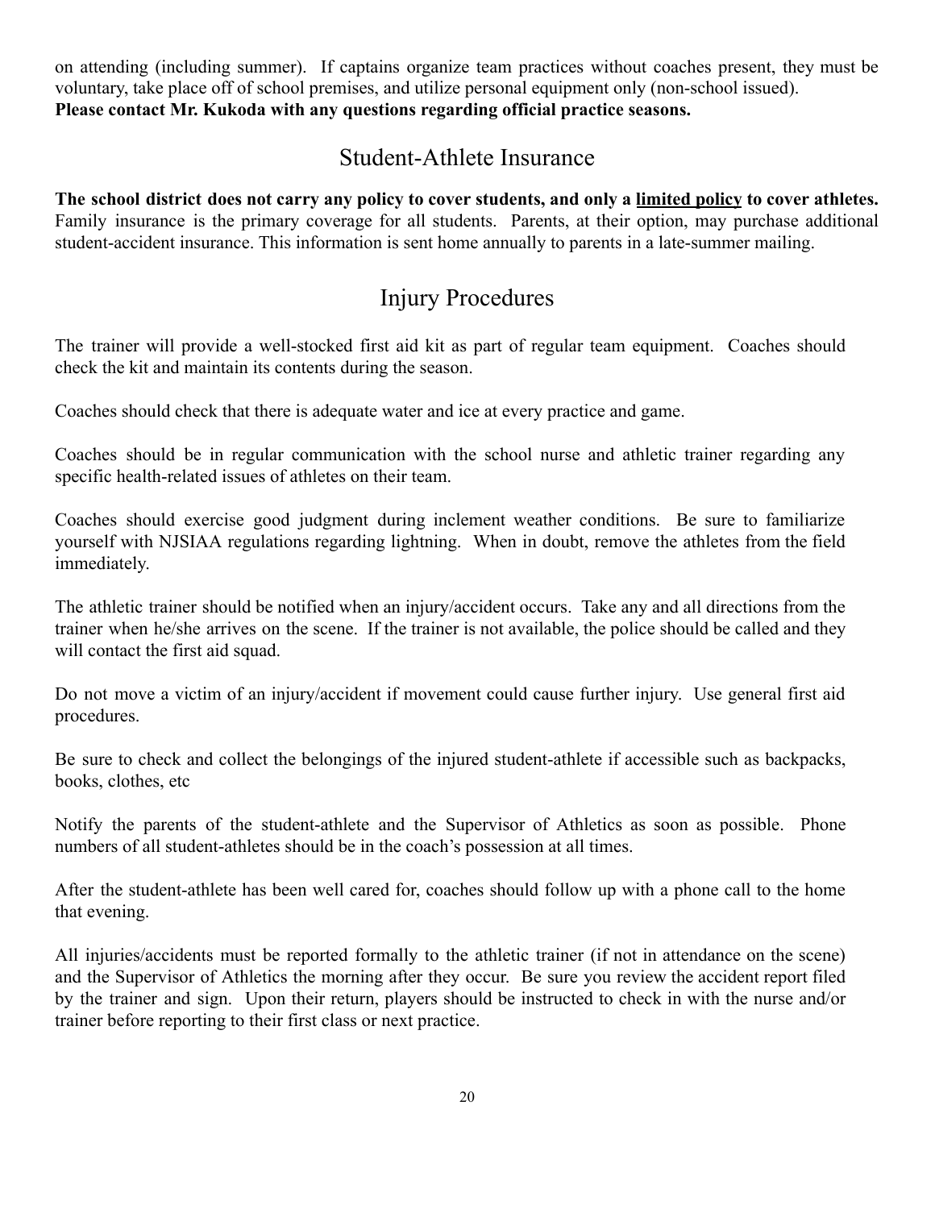on attending (including summer). If captains organize team practices without coaches present, they must be voluntary, take place off of school premises, and utilize personal equipment only (non-school issued).
**Please contact Mr. Kukoda with any questions regarding official practice seasons.**

## Student-Athlete Insurance

**The school district does not carry any policy to cover students, and only a <u>limited policy</u> to cover athletes.** Family insurance is the primary coverage for all students. Parents, at their option, may purchase additional student-accident insurance. This information is sent home annually to parents in a late-summer mailing.

## Injury Procedures

The trainer will provide a well-stocked first aid kit as part of regular team equipment. Coaches should check the kit and maintain its contents during the season.

Coaches should check that there is adequate water and ice at every practice and game.

Coaches should be in regular communication with the school nurse and athletic trainer regarding any specific health-related issues of athletes on their team.

Coaches should exercise good judgment during inclement weather conditions. Be sure to familiarize yourself with NJSIAA regulations regarding lightning. When in doubt, remove the athletes from the field immediately.

The athletic trainer should be notified when an injury/accident occurs. Take any and all directions from the trainer when he/she arrives on the scene. If the trainer is not available, the police should be called and they will contact the first aid squad.

Do not move a victim of an injury/accident if movement could cause further injury. Use general first aid procedures.

Be sure to check and collect the belongings of the injured student-athlete if accessible such as backpacks, books, clothes, etc

Notify the parents of the student-athlete and the Supervisor of Athletics as soon as possible. Phone numbers of all student-athletes should be in the coach's possession at all times.

After the student-athlete has been well cared for, coaches should follow up with a phone call to the home that evening.

All injuries/accidents must be reported formally to the athletic trainer (if not in attendance on the scene) and the Supervisor of Athletics the morning after they occur. Be sure you review the accident report filed by the trainer and sign. Upon their return, players should be instructed to check in with the nurse and/or trainer before reporting to their first class or next practice.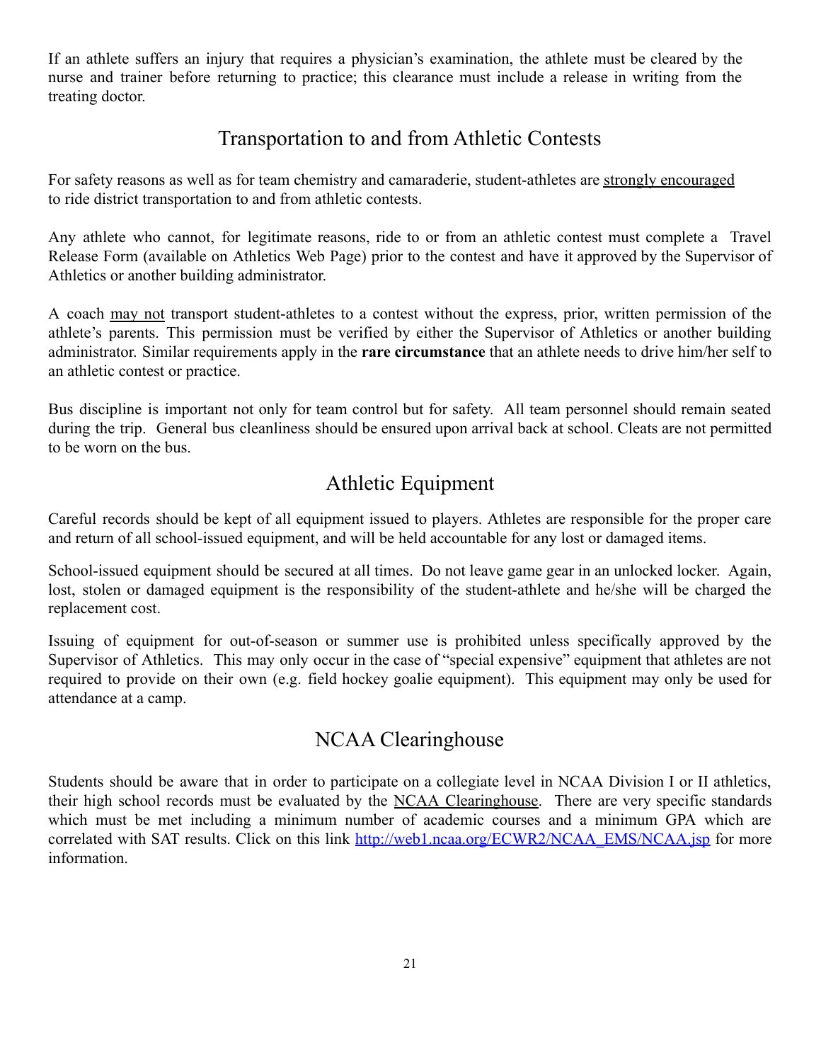If an athlete suffers an injury that requires a physician's examination, the athlete must be cleared by the nurse and trainer before returning to practice; this clearance must include a release in writing from the treating doctor.

## Transportation to and from Athletic Contests

For safety reasons as well as for team chemistry and camaraderie, student-athletes are <u>strongly encouraged</u> to ride district transportation to and from athletic contests.

Any athlete who cannot, for legitimate reasons, ride to or from an athletic contest must complete a Travel Release Form (available on Athletics Web Page) prior to the contest and have it approved by the Supervisor of Athletics or another building administrator.

A coach <u>may not</u> transport student-athletes to a contest without the express, prior, written permission of the athlete's parents. This permission must be verified by either the Supervisor of Athletics or another building administrator. Similar requirements apply in the **rare circumstance** that an athlete needs to drive him/her self to an athletic contest or practice.

Bus discipline is important not only for team control but for safety. All team personnel should remain seated during the trip. General bus cleanliness should be ensured upon arrival back at school. Cleats are not permitted to be worn on the bus.

## Athletic Equipment

Careful records should be kept of all equipment issued to players. Athletes are responsible for the proper care and return of all school-issued equipment, and will be held accountable for any lost or damaged items.

School-issued equipment should be secured at all times. Do not leave game gear in an unlocked locker. Again, lost, stolen or damaged equipment is the responsibility of the student-athlete and he/she will be charged the replacement cost.

Issuing of equipment for out-of-season or summer use is prohibited unless specifically approved by the Supervisor of Athletics. This may only occur in the case of "special expensive" equipment that athletes are not required to provide on their own (e.g. field hockey goalie equipment). This equipment may only be used for attendance at a camp.

## NCAA Clearinghouse

Students should be aware that in order to participate on a collegiate level in NCAA Division I or II athletics, their high school records must be evaluated by the <u>NCAA Clearinghouse</u>. There are very specific standards which must be met including a minimum number of academic courses and a minimum GPA which are correlated with SAT results. Click on this link [http://web1.ncaa.org/ECWR2/NCAA_EMS/NCAA.jsp](http://web1.ncaa.org/ECWR2/NCAA_EMS/NCAA.jsp) for more information.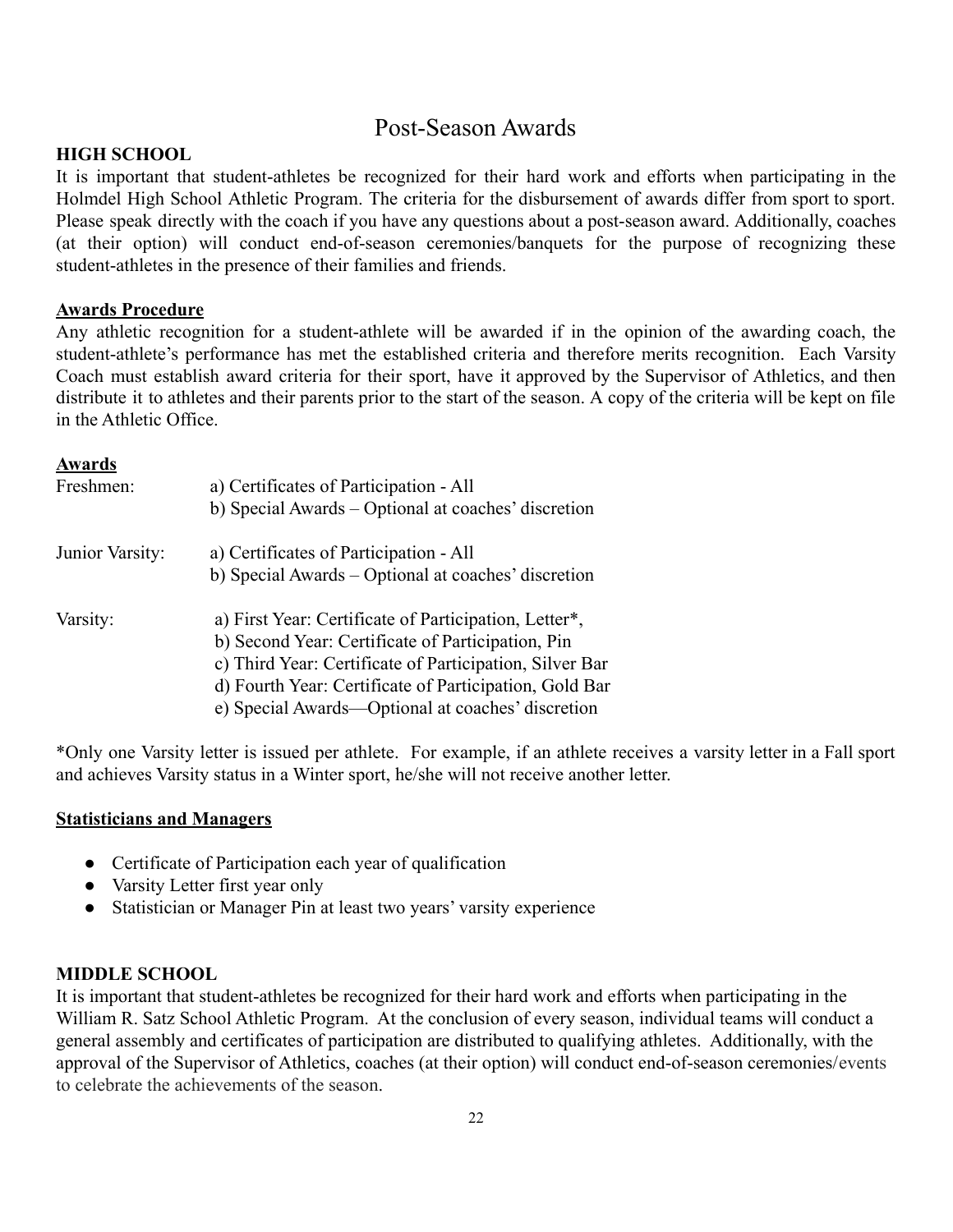# Post-Season Awards

**HIGH SCHOOL**

It is important that student-athletes be recognized for their hard work and efforts when participating in the Holmdel High School Athletic Program. The criteria for the disbursement of awards differ from sport to sport. Please speak directly with the coach if you have any questions about a post-season award. Additionally, coaches (at their option) will conduct end-of-season ceremonies/banquets for the purpose of recognizing these student-athletes in the presence of their families and friends.

**Awards Procedure**

Any athletic recognition for a student-athlete will be awarded if in the opinion of the awarding coach, the student-athlete's performance has met the established criteria and therefore merits recognition. Each Varsity Coach must establish award criteria for their sport, have it approved by the Supervisor of Athletics, and then distribute it to athletes and their parents prior to the start of the season. A copy of the criteria will be kept on file in the Athletic Office.

**Awards**

| | |
|---|---|
| Freshmen: | a) Certificates of Participation - All<br>b) Special Awards – Optional at coaches' discretion |
| Junior Varsity: | a) Certificates of Participation - All<br>b) Special Awards – Optional at coaches' discretion |
| Varsity: | a) First Year: Certificate of Participation, Letter*,<br>b) Second Year: Certificate of Participation, Pin<br>c) Third Year: Certificate of Participation, Silver Bar<br>d) Fourth Year: Certificate of Participation, Gold Bar<br>e) Special Awards—Optional at coaches' discretion |

*Only one Varsity letter is issued per athlete. For example, if an athlete receives a varsity letter in a Fall sport and achieves Varsity status in a Winter sport, he/she will not receive another letter.

**Statisticians and Managers**

- Certificate of Participation each year of qualification
- Varsity Letter first year only
- Statistician or Manager Pin at least two years' varsity experience

**MIDDLE SCHOOL**

It is important that student-athletes be recognized for their hard work and efforts when participating in the William R. Satz School Athletic Program. At the conclusion of every season, individual teams will conduct a general assembly and certificates of participation are distributed to qualifying athletes. Additionally, with the approval of the Supervisor of Athletics, coaches (at their option) will conduct end-of-season ceremonies/events to celebrate the achievements of the season.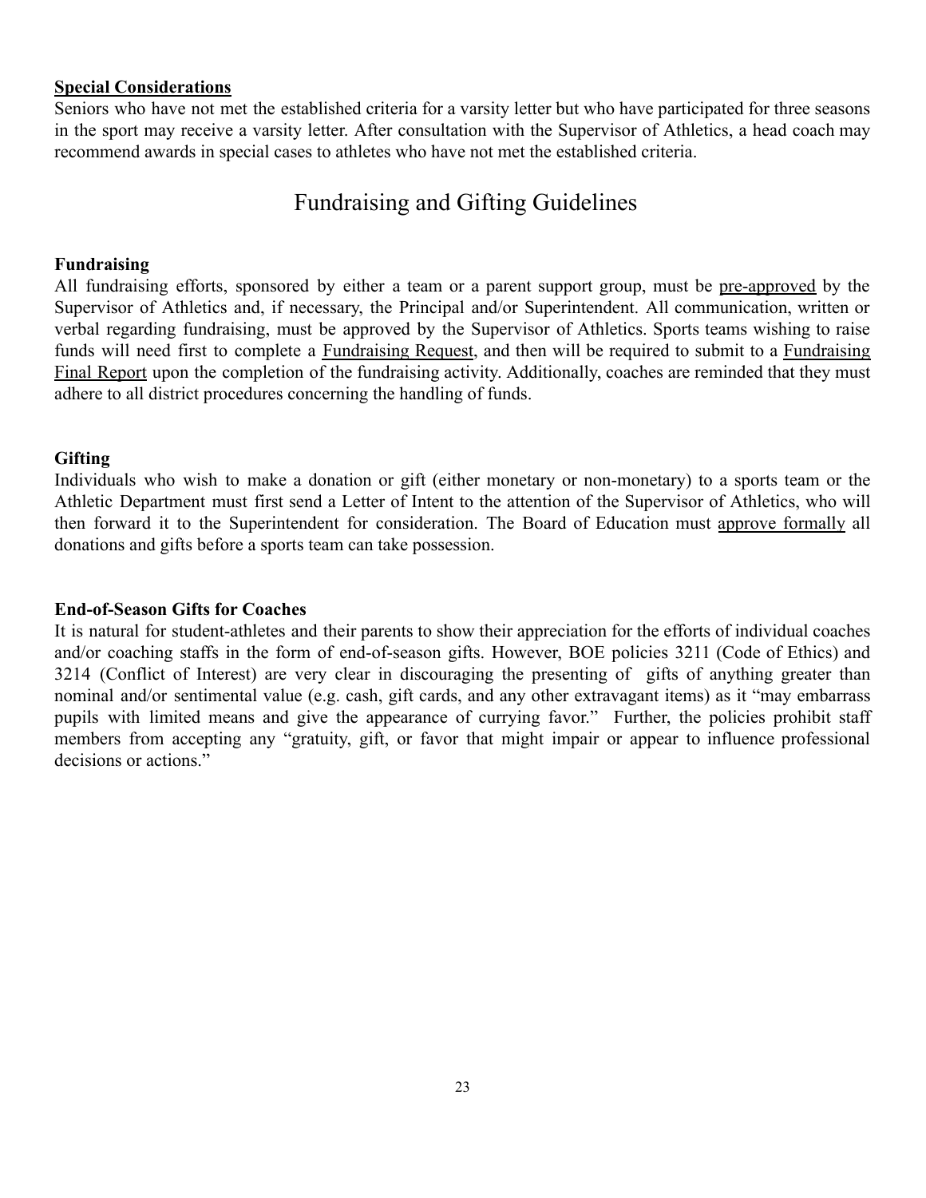**Special Considerations**

Seniors who have not met the established criteria for a varsity letter but who have participated for three seasons in the sport may receive a varsity letter. After consultation with the Supervisor of Athletics, a head coach may recommend awards in special cases to athletes who have not met the established criteria.

# Fundraising and Gifting Guidelines

### Fundraising

All fundraising efforts, sponsored by either a team or a parent support group, must be pre-approved by the Supervisor of Athletics and, if necessary, the Principal and/or Superintendent. All communication, written or verbal regarding fundraising, must be approved by the Supervisor of Athletics. Sports teams wishing to raise funds will need first to complete a Fundraising Request, and then will be required to submit to a Fundraising Final Report upon the completion of the fundraising activity. Additionally, coaches are reminded that they must adhere to all district procedures concerning the handling of funds.

### Gifting

Individuals who wish to make a donation or gift (either monetary or non-monetary) to a sports team or the Athletic Department must first send a Letter of Intent to the attention of the Supervisor of Athletics, who will then forward it to the Superintendent for consideration. The Board of Education must approve formally all donations and gifts before a sports team can take possession.

### End-of-Season Gifts for Coaches

It is natural for student-athletes and their parents to show their appreciation for the efforts of individual coaches and/or coaching staffs in the form of end-of-season gifts. However, BOE policies 3211 (Code of Ethics) and 3214 (Conflict of Interest) are very clear in discouraging the presenting of gifts of anything greater than nominal and/or sentimental value (e.g. cash, gift cards, and any other extravagant items) as it "may embarrass pupils with limited means and give the appearance of currying favor." Further, the policies prohibit staff members from accepting any "gratuity, gift, or favor that might impair or appear to influence professional decisions or actions."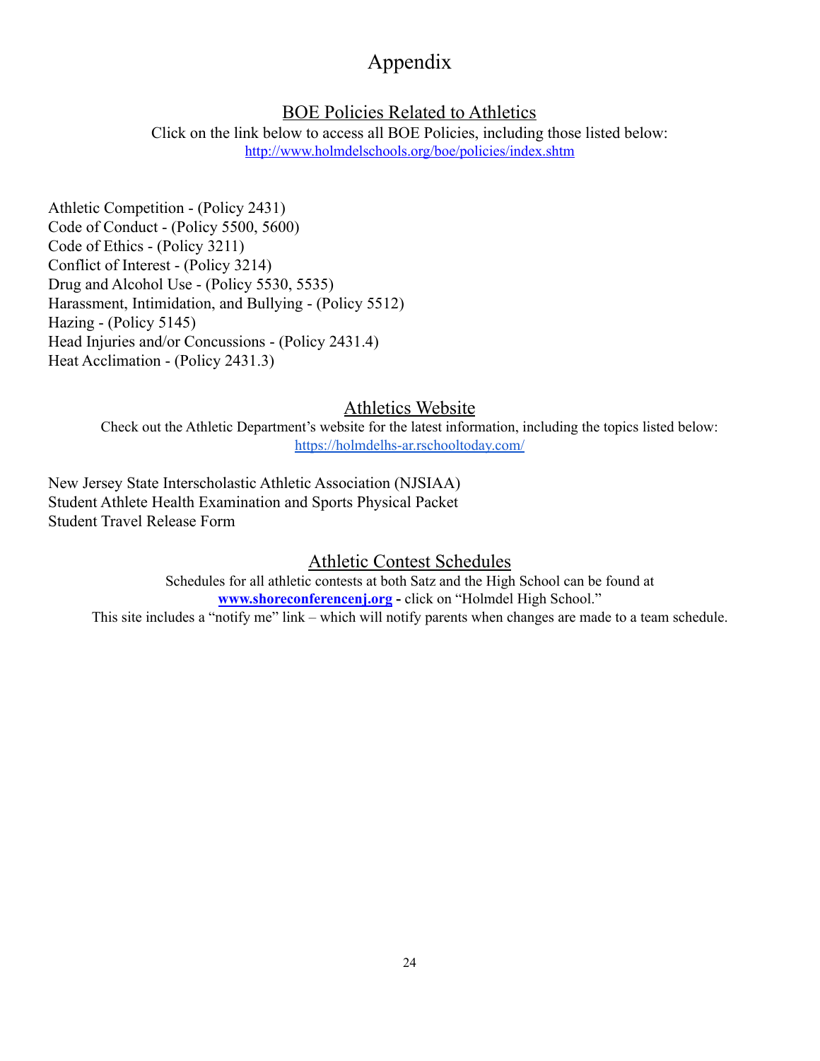# Appendix

## BOE Policies Related to Athletics

Click on the link below to access all BOE Policies, including those listed below:
http://www.holmdelschools.org/boe/policies/index.shtm

Athletic Competition - (Policy 2431)
Code of Conduct - (Policy 5500, 5600)
Code of Ethics - (Policy 3211)
Conflict of Interest - (Policy 3214)
Drug and Alcohol Use - (Policy 5530, 5535)
Harassment, Intimidation, and Bullying - (Policy 5512)
Hazing - (Policy 5145)
Head Injuries and/or Concussions - (Policy 2431.4)
Heat Acclimation - (Policy 2431.3)

## Athletics Website

Check out the Athletic Department's website for the latest information, including the topics listed below:
https://holmdelhs-ar.rschooltoday.com/

New Jersey State Interscholastic Athletic Association (NJSIAA)
Student Athlete Health Examination and Sports Physical Packet
Student Travel Release Form

## Athletic Contest Schedules

Schedules for all athletic contests at both Satz and the High School can be found at **www.shoreconferencenj.org -** click on "Holmdel High School."
This site includes a "notify me" link – which will notify parents when changes are made to a team schedule.